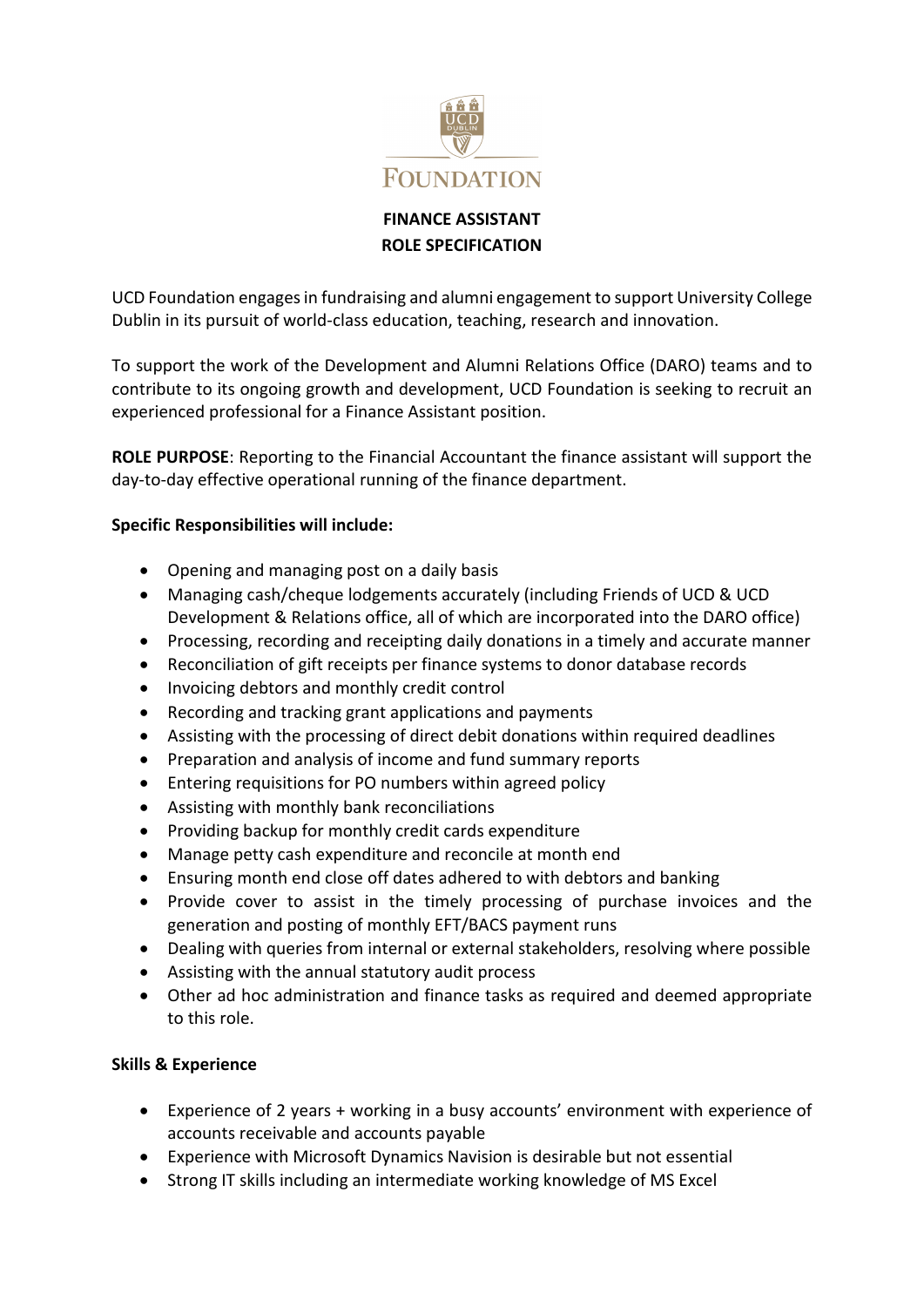# FINANCE ASSISTANT
## ROLE SPECIFICATION

UCD Foundation engages in fundraising and alumni engagement to support University College Dublin in its pursuit of world-class education, teaching, research and innovation.

To support the work of the Development and Alumni Relations Office (DARO) teams and to contribute to its ongoing growth and development, UCD Foundation is seeking to recruit an experienced professional for a Finance Assistant position.

**ROLE PURPOSE**: Reporting to the Financial Accountant the finance assistant will support the day-to-day effective operational running of the finance department.

**Specific Responsibilities will include:**

- Opening and managing post on a daily basis
- Managing cash/cheque lodgements accurately (including Friends of UCD & UCD Development & Relations office, all of which are incorporated into the DARO office)
- Processing, recording and receipting daily donations in a timely and accurate manner
- Reconciliation of gift receipts per finance systems to donor database records
- Invoicing debtors and monthly credit control
- Recording and tracking grant applications and payments
- Assisting with the processing of direct debit donations within required deadlines
- Preparation and analysis of income and fund summary reports
- Entering requisitions for PO numbers within agreed policy
- Assisting with monthly bank reconciliations
- Providing backup for monthly credit cards expenditure
- Manage petty cash expenditure and reconcile at month end
- Ensuring month end close off dates adhered to with debtors and banking
- Provide cover to assist in the timely processing of purchase invoices and the generation and posting of monthly EFT/BACS payment runs
- Dealing with queries from internal or external stakeholders, resolving where possible
- Assisting with the annual statutory audit process
- Other ad hoc administration and finance tasks as required and deemed appropriate to this role.

**Skills & Experience**

- Experience of 2 years + working in a busy accounts' environment with experience of accounts receivable and accounts payable
- Experience with Microsoft Dynamics Navision is desirable but not essential
- Strong IT skills including an intermediate working knowledge of MS Excel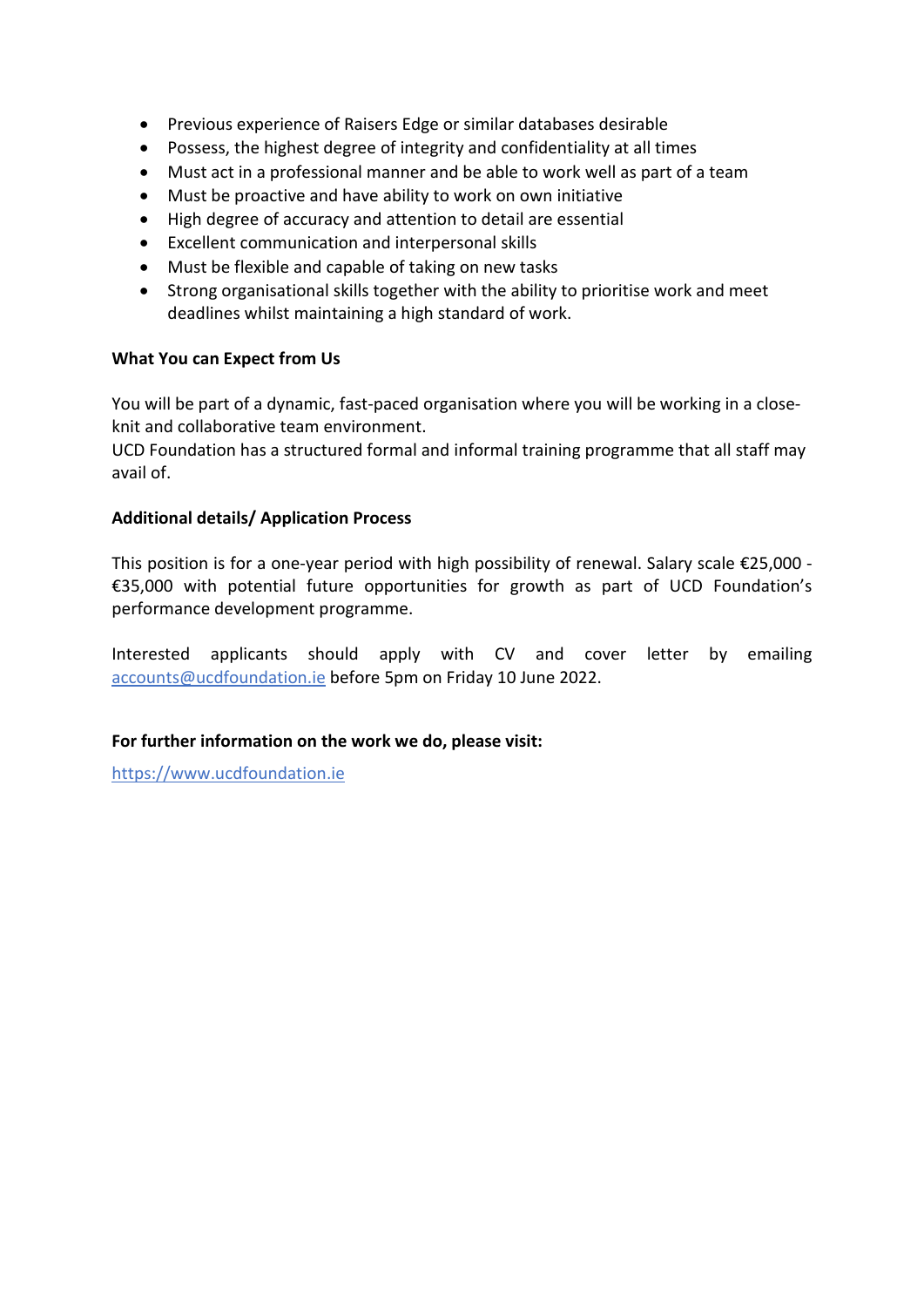- Previous experience of Raisers Edge or similar databases desirable
- Possess, the highest degree of integrity and confidentiality at all times
- Must act in a professional manner and be able to work well as part of a team
- Must be proactive and have ability to work on own initiative
- High degree of accuracy and attention to detail are essential
- Excellent communication and interpersonal skills
- Must be flexible and capable of taking on new tasks
- Strong organisational skills together with the ability to prioritise work and meet deadlines whilst maintaining a high standard of work.

**What You can Expect from Us**

You will be part of a dynamic, fast-paced organisation where you will be working in a close-knit and collaborative team environment.
UCD Foundation has a structured formal and informal training programme that all staff may avail of.

**Additional details/ Application Process**

This position is for a one-year period with high possibility of renewal. Salary scale €25,000 - €35,000 with potential future opportunities for growth as part of UCD Foundation's performance development programme.

Interested applicants should apply with CV and cover letter by emailing [accounts@ucdfoundation.ie](mailto:accounts@ucdfoundation.ie) before 5pm on Friday 10 June 2022.

**For further information on the work we do, please visit:**

[https://www.ucdfoundation.ie](https://www.ucdfoundation.ie)